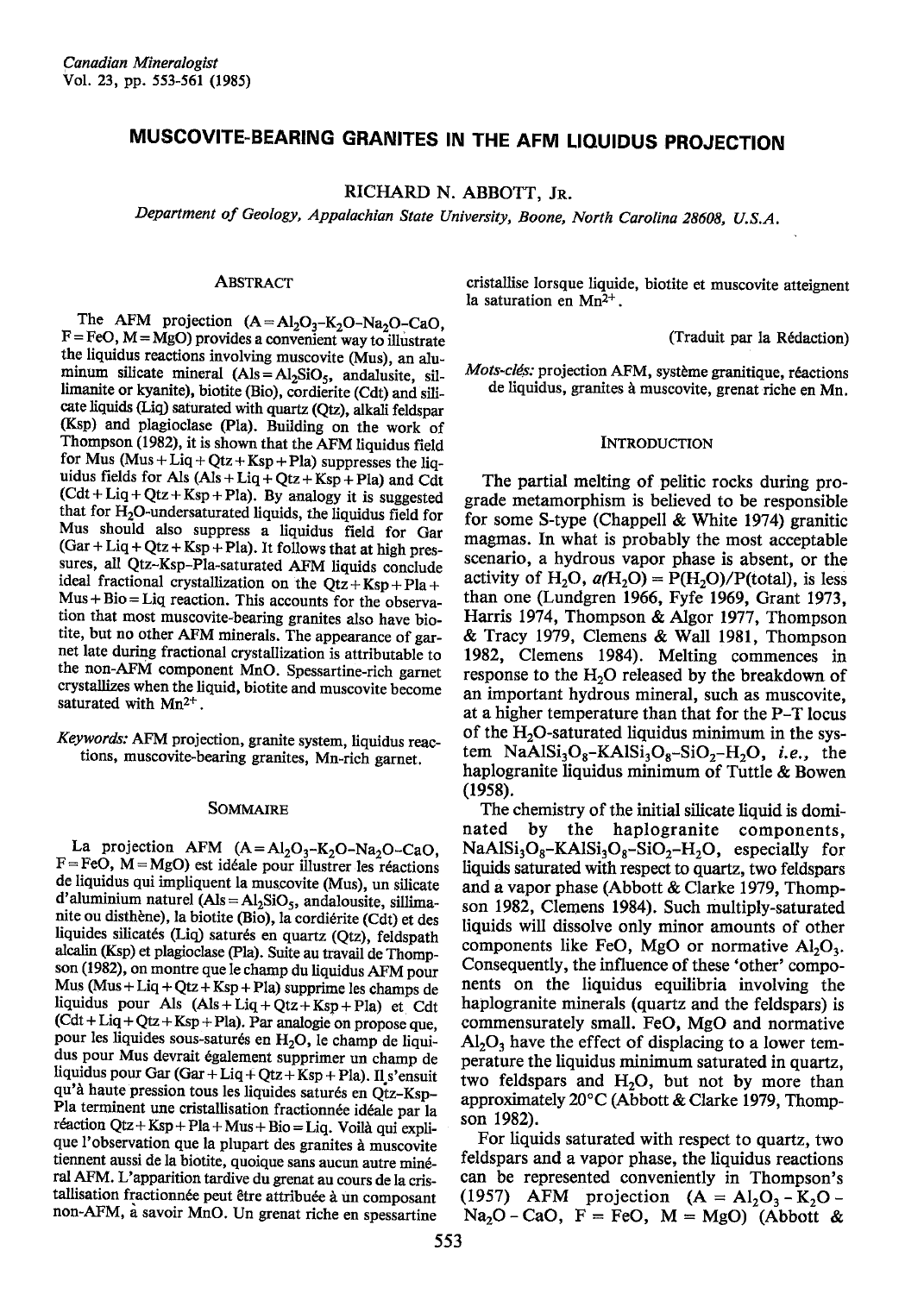# MUSCOVITE-BEARING GRANITES IN THE AFM LIQUIDUS PROJECTION

RICHARD N. ABBOTT, JR.

*Department of Geology, Appalachian State University, Boone, North Carolina 28608, U.S.A.*

## ABSTRACT

The AFM projection (A = $Al_2O_3$–$K_2O$–$Na_2O$–CaO, F = FeO, M = MgO) provides a convenient way to illustrate the liquidus reactions involving muscovite (Mus), an aluminum silicate mineral (Als = $Al_2SiO_5$, andalusite, sillimanite or kyanite), biotite (Bio), cordierite (Cdt) and silicate liquids (Liq) saturated with quartz (Qtz), alkali feldspar (Ksp) and plagioclase (Pla). Building on the work of Thompson (1982), it is shown that the AFM liquidus field for Mus (Mus + Liq + Qtz + Ksp + Pla) suppresses the liquidus fields for Als (Als + Liq + Qtz + Ksp + Pla) and Cdt (Cdt + Liq + Qtz + Ksp + Pla). By analogy it is suggested that for $H_2O$-undersaturated liquids, the liquidus field for Mus should also suppress a liquidus field for Gar (Gar + Liq + Qtz + Ksp + Pla). It follows that at high pressures, all Qtz–Ksp–Pla-saturated AFM liquids conclude ideal fractional crystallization on the Qtz + Ksp + Pla + Mus + Bio = Liq reaction. This accounts for the observation that most muscovite-bearing granites also have biotite, but no other AFM minerals. The appearance of garnet late during fractional crystallization is attributable to the non-AFM component MnO. Spessartine-rich garnet crystallizes when the liquid, biotite and muscovite become saturated with $Mn^{2+}$.

*Keywords:* AFM projection, granite system, liquidus reactions, muscovite-bearing granites, Mn-rich garnet.

## SOMMAIRE

La projection AFM (A = $Al_2O_3$–$K_2O$–$Na_2O$–CaO, F = FeO, M = MgO) est idéale pour illustrer les réactions de liquidus qui impliquent la muscovite (Mus), un silicate d'aluminium naturel (Als = $Al_2SiO_5$, andalousite, sillimanite ou disthène), la biotite (Bio), la cordiérite (Cdt) et des liquides silicatés (Liq) saturés en quartz (Qtz), feldspath alcalin (Ksp) et plagioclase (Pla). Suite au travail de Thompson (1982), on montre que le champ du liquidus AFM pour Mus (Mus + Liq + Qtz + Ksp + Pla) supprime les champs de liquidus pour Als (Als + Liq + Qtz + Ksp + Pla) et Cdt (Cdt + Liq + Qtz + Ksp + Pla). Par analogie on propose que, pour les liquides sous-saturés en $H_2O$, le champ de liquidus pour Mus devrait également supprimer un champ de liquidus pour Gar (Gar + Liq + Qtz + Ksp + Pla). Il s'ensuit qu'à haute pression tous les liquides saturés en Qtz–Ksp–Pla terminent une cristallisation fractionnée idéale par la réaction Qtz + Ksp + Pla + Mus + Bio = Liq. Voilà qui explique l'observation que la plupart des granites à muscovite tiennent aussi de la biotite, quoique sans aucun autre minéral AFM. L'apparition tardive du grenat au cours de la cristallisation fractionnée peut être attribuée à un composant non-AFM, à savoir MnO. Un grenat riche en spessartine cristallise lorsque liquide, biotite et muscovite atteignent la saturation en $Mn^{2+}$.

(Traduit par la Rédaction)

*Mots-clés:* projection AFM, système granitique, réactions de liquidus, granites à muscovite, grenat riche en Mn.

## INTRODUCTION

The partial melting of pelitic rocks during prograde metamorphism is believed to be responsible for some S-type (Chappell & White 1974) granitic magmas. In what is probably the most acceptable scenario, a hydrous vapor phase is absent, or the activity of $H_2O$, $a(H_2O) = P(H_2O)/P(\text{total})$, is less than one (Lundgren 1966, Fyfe 1969, Grant 1973, Harris 1974, Thompson & Algor 1977, Thompson & Tracy 1979, Clemens & Wall 1981, Thompson 1982, Clemens 1984). Melting commences in response to the $H_2O$ released by the breakdown of an important hydrous mineral, such as muscovite, at a higher temperature than that for the P–T locus of the $H_2O$-saturated liquidus minimum in the system $NaAlSi_3O_8$–$KAlSi_3O_8$–$SiO_2$–$H_2O$, *i.e.*, the haplogranite liquidus minimum of Tuttle & Bowen (1958).

The chemistry of the initial silicate liquid is dominated by the haplogranite components, $NaAlSi_3O_8$–$KAlSi_3O_8$–$SiO_2$–$H_2O$, especially for liquids saturated with respect to quartz, two feldspars and a vapor phase (Abbott & Clarke 1979, Thompson 1982, Clemens 1984). Such multiply-saturated liquids will dissolve only minor amounts of other components like FeO, MgO or normative $Al_2O_3$. Consequently, the influence of these 'other' components on the liquidus equilibria involving the haplogranite minerals (quartz and the feldspars) is commensurately small. FeO, MgO and normative $Al_2O_3$ have the effect of displacing to a lower temperature the liquidus minimum saturated in quartz, two feldspars and $H_2O$, but not by more than approximately 20°C (Abbott & Clarke 1979, Thompson 1982).

For liquids saturated with respect to quartz, two feldspars and a vapor phase, the liquidus reactions can be represented conveniently in Thompson's (1957) AFM projection (A = $Al_2O_3$ – $K_2O$ – $Na_2O$ – CaO, F = FeO, M = MgO) (Abbott &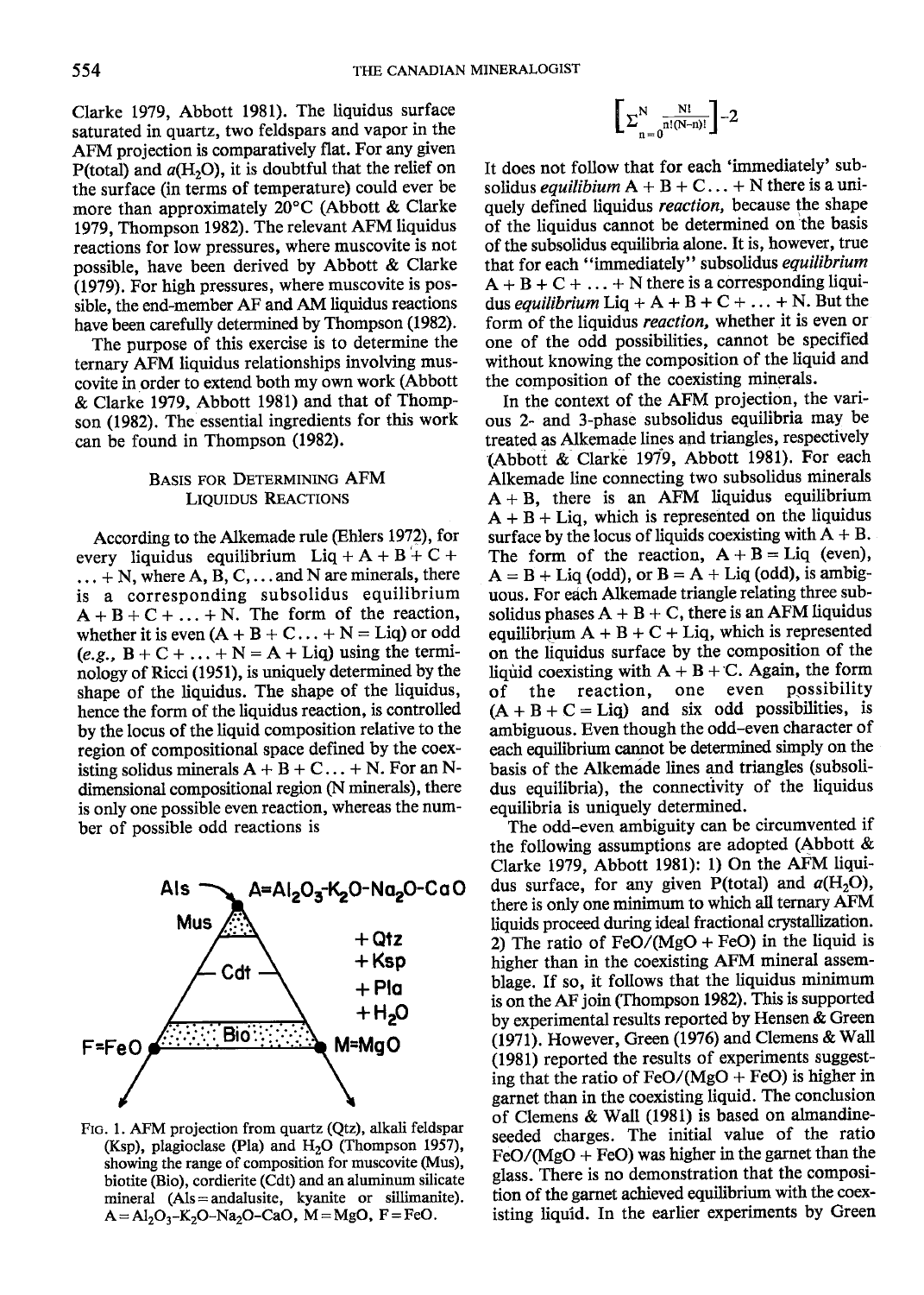Clarke 1979, Abbott 1981). The liquidus surface saturated in quartz, two feldspars and vapor in the AFM projection is comparatively flat. For any given P(total) and $a(H_2O)$, it is doubtful that the relief on the surface (in terms of temperature) could ever be more than approximately 20°C (Abbott & Clarke 1979, Thompson 1982). The relevant AFM liquidus reactions for low pressures, where muscovite is not possible, have been derived by Abbott & Clarke (1979). For high pressures, where muscovite is possible, the end-member AF and AM liquidus reactions have been carefully determined by Thompson (1982).

The purpose of this exercise is to determine the ternary AFM liquidus relationships involving muscovite in order to extend both my own work (Abbott & Clarke 1979, Abbott 1981) and that of Thompson (1982). The essential ingredients for this work can be found in Thompson (1982).

## Basis for Determining AFM Liquidus Reactions

According to the Alkemade rule (Ehlers 1972), for every liquidus equilibrium Liq + A + B + C + ... + N, where A, B, C, ... and N are minerals, there is a corresponding subsolidus equilibrium A + B + C + ... + N. The form of the reaction, whether it is even (A + B + C ... + N = Liq) or odd (*e.g.*, B + C + ... + N = A + Liq) using the terminology of Ricci (1951), is uniquely determined by the shape of the liquidus. The shape of the liquidus, hence the form of the liquidus reaction, is controlled by the locus of the liquid composition relative to the region of compositional space defined by the coexisting solidus minerals A + B + C ... + N. For an N-dimensional compositional region (N minerals), there is only one possible even reaction, whereas the number of possible odd reactions is

$$\left[\sum_{n=0}^{N} \frac{N!}{n!(N-n)!}\right] - 2$$

It does not follow that for each 'immediately' subsolidus *equilibium* A + B + C ... + N there is a uniquely defined liquidus *reaction*, because the shape of the liquidus cannot be determined on the basis of the subsolidus equilibria alone. It is, however, true that for each "immediately" subsolidus *equilibrium* A + B + C + ... + N there is a corresponding liquidus *equilibrium* Liq + A + B + C + ... + N. But the form of the liquidus *reaction*, whether it is even or one of the odd possibilities, cannot be specified without knowing the composition of the liquid and the composition of the coexisting minerals.

In the context of the AFM projection, the various 2- and 3-phase subsolidus equilibria may be treated as Alkemade lines and triangles, respectively (Abbott & Clarke 1979, Abbott 1981). For each Alkemade line connecting two subsolidus minerals A + B, there is an AFM liquidus equilibrium A + B + Liq, which is represented on the liquidus surface by the locus of liquids coexisting with A + B. The form of the reaction, A + B = Liq (even), A = B + Liq (odd), or B = A + Liq (odd), is ambiguous. For each Alkemade triangle relating three subsolidus phases A + B + C, there is an AFM liquidus equilibrium A + B + C + Liq, which is represented on the liquidus surface by the composition of the liquid coexisting with A + B + C. Again, the form of the reaction, one even possibility (A + B + C = Liq) and six odd possibilities, is ambiguous. Even though the odd–even character of each equilibrium cannot be determined simply on the basis of the Alkemade lines and triangles (subsolidus equilibria), the connectivity of the liquidus equilibria is uniquely determined.

The odd–even ambiguity can be circumvented if the following assumptions are adopted (Abbott & Clarke 1979, Abbott 1981): 1) On the AFM liquidus surface, for any given P(total) and $a(H_2O)$, there is only one minimum to which all ternary AFM liquids proceed during ideal fractional crystallization. 2) The ratio of FeO/(MgO + FeO) in the liquid is higher than in the coexisting AFM mineral assemblage. If so, it follows that the liquidus minimum is on the AF join (Thompson 1982). This is supported by experimental results reported by Hensen & Green (1971). However, Green (1976) and Clemens & Wall (1981) reported the results of experiments suggesting that the ratio of FeO/(MgO + FeO) is higher in garnet than in the coexisting liquid. The conclusion of Clemens & Wall (1981) is based on almandine-seeded charges. The initial value of the ratio FeO/(MgO + FeO) was higher in the garnet than the glass. There is no demonstration that the composition of the garnet achieved equilibrium with the coexisting liquid. In the earlier experiments by Green

Als

$A=Al_2O_3$-$K_2O$-$Na_2O$-CaO

Mus

Cdt

+Qtz
+Ksp
+Pla
+$H_2O$

F=FeO

Bio

M=MgO

FIG. 1. AFM projection from quartz (Qtz), alkali feldspar (Ksp), plagioclase (Pla) and $H_2O$ (Thompson 1957), showing the range of composition for muscovite (Mus), biotite (Bio), cordierite (Cdt) and an aluminum silicate mineral (Als = andalusite, kyanite or sillimanite). $A = Al_2O_3$-$K_2O$-$Na_2O$-CaO, M = MgO, F = FeO.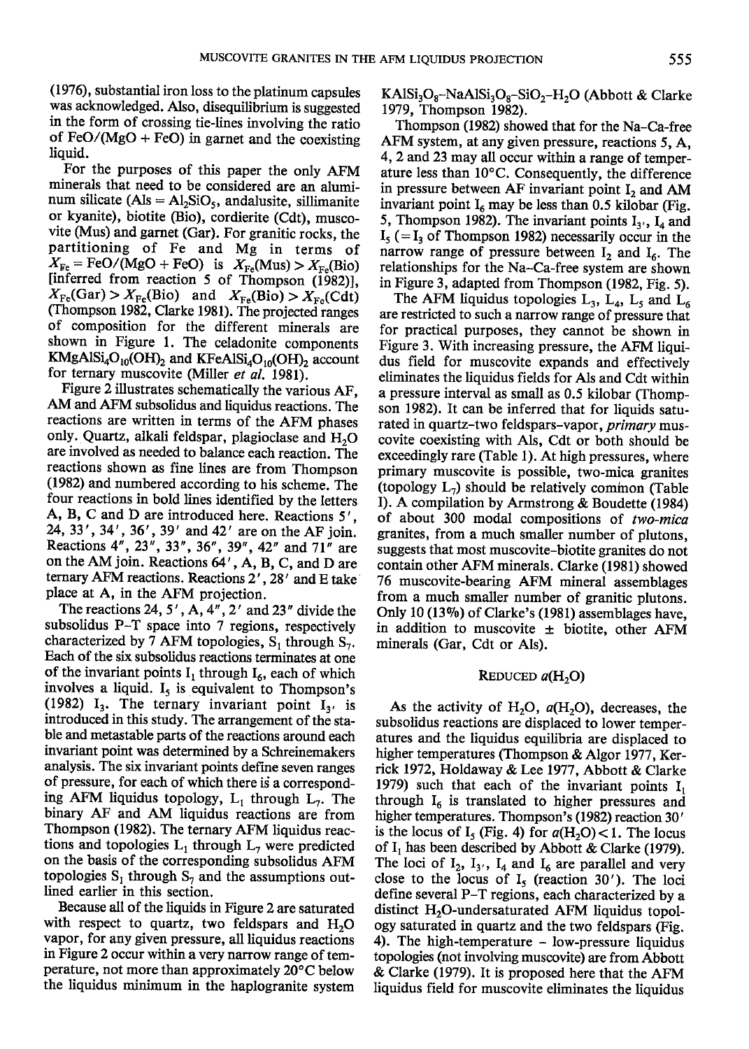(1976), substantial iron loss to the platinum capsules was acknowledged. Also, disequilibrium is suggested in the form of crossing tie-lines involving the ratio of FeO/(MgO + FeO) in garnet and the coexisting liquid.

For the purposes of this paper the only AFM minerals that need to be considered are an aluminum silicate (Als = $Al_2SiO_5$, andalusite, sillimanite or kyanite), biotite (Bio), cordierite (Cdt), muscovite (Mus) and garnet (Gar). For granitic rocks, the partitioning of Fe and Mg in terms of $X_{Fe}$ = FeO/(MgO + FeO) is $X_{Fe}$(Mus) > $X_{Fe}$(Bio) [inferred from reaction 5 of Thompson (1982)], $X_{Fe}$(Gar) > $X_{Fe}$(Bio) and $X_{Fe}$(Bio) > $X_{Fe}$(Cdt) (Thompson 1982, Clarke 1981). The projected ranges of composition for the different minerals are shown in Figure 1. The celadonite components $KMgAlSi_4O_{10}(OH)_2$ and $KFeAlSi_4O_{10}(OH)_2$ account for ternary muscovite (Miller *et al.* 1981).

Figure 2 illustrates schematically the various AF, AM and AFM subsolidus and liquidus reactions. The reactions are written in terms of the AFM phases only. Quartz, alkali feldspar, plagioclase and $H_2O$ are involved as needed to balance each reaction. The reactions shown as fine lines are from Thompson (1982) and numbered according to his scheme. The four reactions in bold lines identified by the letters A, B, C and D are introduced here. Reactions 5′, 24, 33′, 34′, 36′, 39′ and 42′ are on the AF join. Reactions 4″, 23″, 33″, 36″, 39″, 42″ and 71″ are on the AM join. Reactions 64′, A, B, C, and D are ternary AFM reactions. Reactions 2′, 28′ and E take place at A, in the AFM projection.

The reactions 24, 5′, A, 4″, 2′ and 23″ divide the subsolidus P–T space into 7 regions, respectively characterized by 7 AFM topologies, $S_1$ through $S_7$. Each of the six subsolidus reactions terminates at one of the invariant points $I_1$ through $I_6$, each of which involves a liquid. $I_5$ is equivalent to Thompson's (1982) $I_3$. The ternary invariant point $I_{3'}$ is introduced in this study. The arrangement of the stable and metastable parts of the reactions around each invariant point was determined by a Schreinemakers analysis. The six invariant points define seven ranges of pressure, for each of which there is a corresponding AFM liquidus topology, $L_1$ through $L_7$. The binary AF and AM liquidus reactions are from Thompson (1982). The ternary AFM liquidus reactions and topologies $L_1$ through $L_7$ were predicted on the basis of the corresponding subsolidus AFM topologies $S_1$ through $S_7$ and the assumptions outlined earlier in this section.

Because all of the liquids in Figure 2 are saturated with respect to quartz, two feldspars and $H_2O$ vapor, for any given pressure, all liquidus reactions in Figure 2 occur within a very narrow range of temperature, not more than approximately 20°C below the liquidus minimum in the haplogranite system $KAlSi_3O_8$–$NaAlSi_3O_8$–$SiO_2$–$H_2O$ (Abbott & Clarke 1979, Thompson 1982).

Thompson (1982) showed that for the Na–Ca-free AFM system, at any given pressure, reactions 5, A, 4, 2 and 23 may all occur within a range of temperature less than 10°C. Consequently, the difference in pressure between AF invariant point $I_2$ and AM invariant point $I_6$ may be less than 0.5 kilobar (Fig. 5, Thompson 1982). The invariant points $I_{3'}$, $I_4$ and $I_5$ (= $I_3$ of Thompson 1982) necessarily occur in the narrow range of pressure between $I_2$ and $I_6$. The relationships for the Na–Ca-free system are shown in Figure 3, adapted from Thompson (1982, Fig. 5).

The AFM liquidus topologies $L_3$, $L_4$, $L_5$ and $L_6$ are restricted to such a narrow range of pressure that for practical purposes, they cannot be shown in Figure 3. With increasing pressure, the AFM liquidus field for muscovite expands and effectively eliminates the liquidus fields for Als and Cdt within a pressure interval as small as 0.5 kilobar (Thompson 1982). It can be inferred that for liquids saturated in quartz–two feldspars–vapor, *primary* muscovite coexisting with Als, Cdt or both should be exceedingly rare (Table 1). At high pressures, where primary muscovite is possible, two-mica granites (topology $L_7$) should be relatively common (Table 1). A compilation by Armstrong & Boudette (1984) of about 300 modal compositions of *two-mica* granites, from a much smaller number of plutons, suggests that most muscovite–biotite granites do not contain other AFM minerals. Clarke (1981) showed 76 muscovite-bearing AFM mineral assemblages from a much smaller number of granitic plutons. Only 10 (13%) of Clarke's (1981) assemblages have, in addition to muscovite ± biotite, other AFM minerals (Gar, Cdt or Als).

## Reduced $a(H_2O)$

As the activity of $H_2O$, $a(H_2O)$, decreases, the subsolidus reactions are displaced to lower temperatures and the liquidus equilibria are displaced to higher temperatures (Thompson & Algor 1977, Kerrick 1972, Holdaway & Lee 1977, Abbott & Clarke 1979) such that each of the invariant points $I_1$ through $I_6$ is translated to higher pressures and higher temperatures. Thompson's (1982) reaction 30′ is the locus of $I_5$ (Fig. 4) for $a(H_2O) < 1$. The locus of $I_1$ has been described by Abbott & Clarke (1979). The loci of $I_2$, $I_{3'}$, $I_4$ and $I_6$ are parallel and very close to the locus of $I_5$ (reaction 30′). The loci define several P–T regions, each characterized by a distinct $H_2O$-undersaturated AFM liquidus topology saturated in quartz and the two feldspars (Fig. 4). The high-temperature – low-pressure liquidus topologies (not involving muscovite) are from Abbott & Clarke (1979). It is proposed here that the AFM liquidus field for muscovite eliminates the liquidus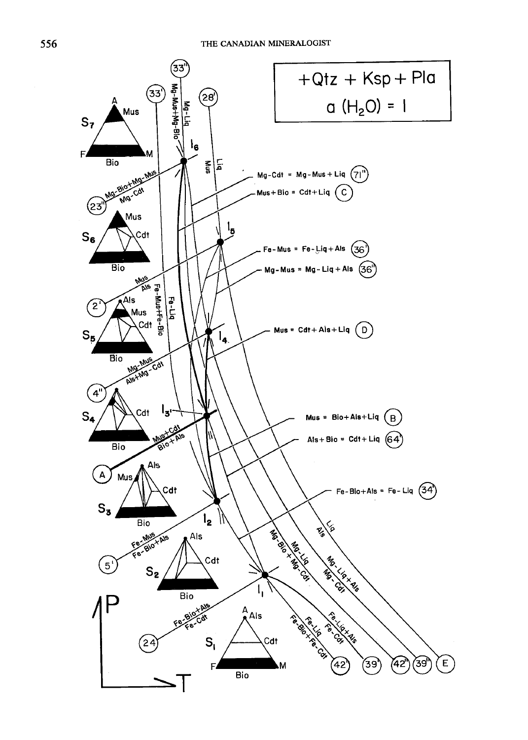+Qtz + Ksp + Pla

a ($H_2O$) = 1

S7

S6

S5

S4

S3

S2

S1

A

F

M

Mus

Bio

Cdt

Als

(33'')

(33')

(28')

Mg-Mus+Mg-Bio

Mg-Liq

Mus

Liq

I6

Mg-Bio+Mg-Mus

Mg-Cdt

(23'')

Mg-Cdt = Mg-Mus + Liq (71'')

Mus+Bio = Cdt+Liq (C)

I5

Fe-Mus = Fe-Liq+Als (36')

Mg-Mus = Mg-Liq+Als (36'')

Mus

Als

(2')

Fe-Mus+Fe-Bio

Fe-Liq

I4

Mus = Cdt+Als+Liq (D)

Mg-Mus

Als+Mg-Cdt

(4'')

I3'

Mus+Cdt

Bio+Als

(A)

Mus = Bio+Als+Liq (B)

Als+Bio = Cdt+Liq (64')

Fe-Bio+Als = Fe-Liq (34')

I2

Fe-Mus

Fe-Bio+Als

(5')

I1

Fe-Bio+Als

Fe-Cdt

(24)

Liq

Als

Mg-Liq

Mg-Bio+Mg-Cdt

Mg-Liq+Als

Mg-Cdt

Fe-Liq+Als

Fe-Cdt

Fe-Liq

Fe-Bio+Fe-Cdt

(42')

(39')

(42'')

(39'')

(E)

P

T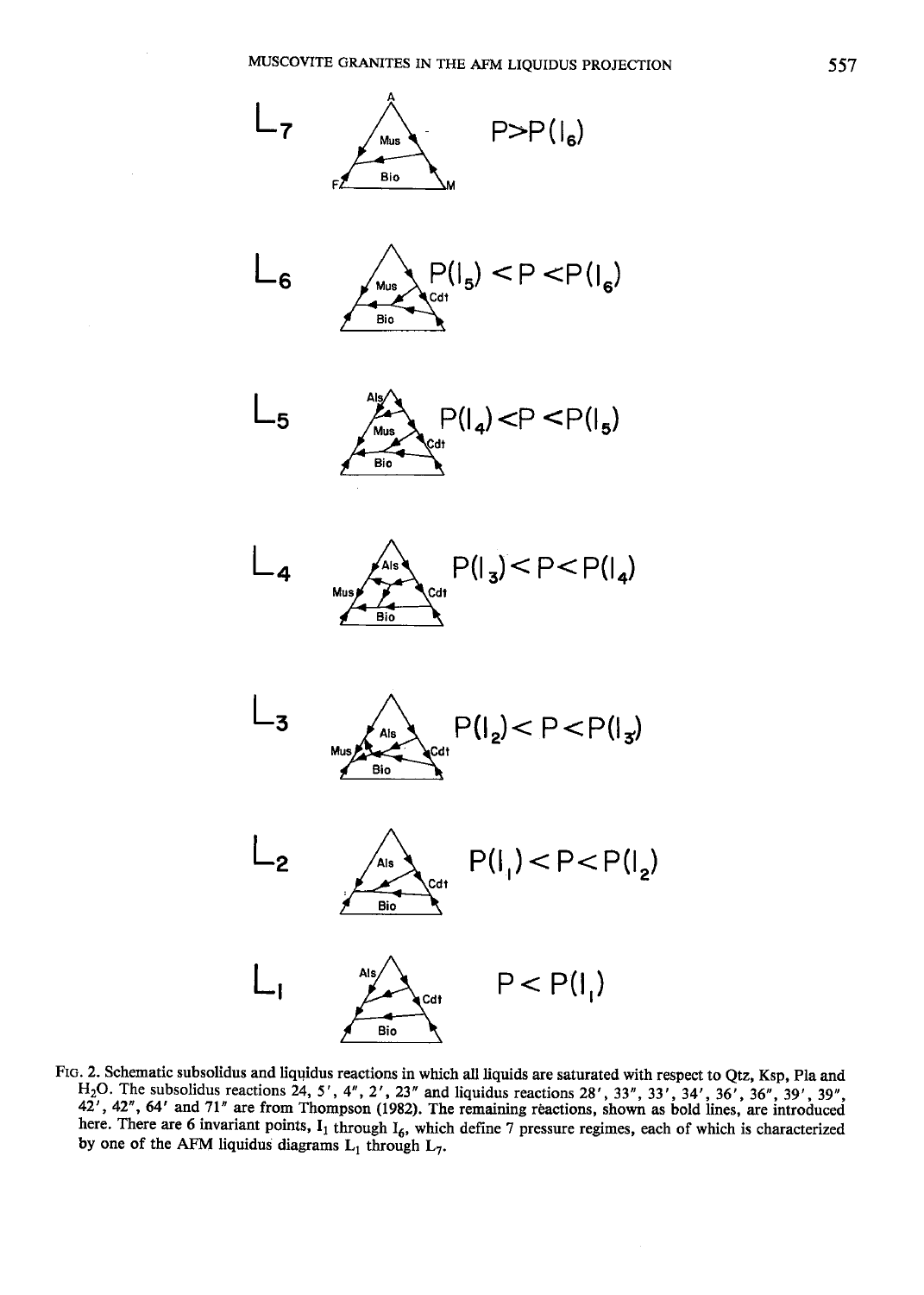$L_7$ $P>P(I_6)$

$L_6$ $P(I_5)<P<P(I_6)$

$L_5$ $P(I_4)<P<P(I_5)$

$L_4$ $P(I_3)<P<P(I_4)$

$L_3$ $P(I_2)<P<P(I_3)$

$L_2$ $P(I_1)<P<P(I_2)$

$L_1$ $P<P(I_1)$

A

F

M

Mus

Bio

Cdt

Als

FIG. 2. Schematic subsolidus and liquidus reactions in which all liquids are saturated with respect to Qtz, Ksp, Pla and $H_2O$. The subsolidus reactions 24, 5′, 4″, 2′, 23″ and liquidus reactions 28′, 33″, 33′, 34′, 36′, 36″, 39′, 39″, 42′, 42″, 64′ and 71″ are from Thompson (1982). The remaining reactions, shown as bold lines, are introduced here. There are 6 invariant points, $I_1$ through $I_6$, which define 7 pressure regimes, each of which is characterized by one of the AFM liquidus diagrams $L_1$ through $L_7$.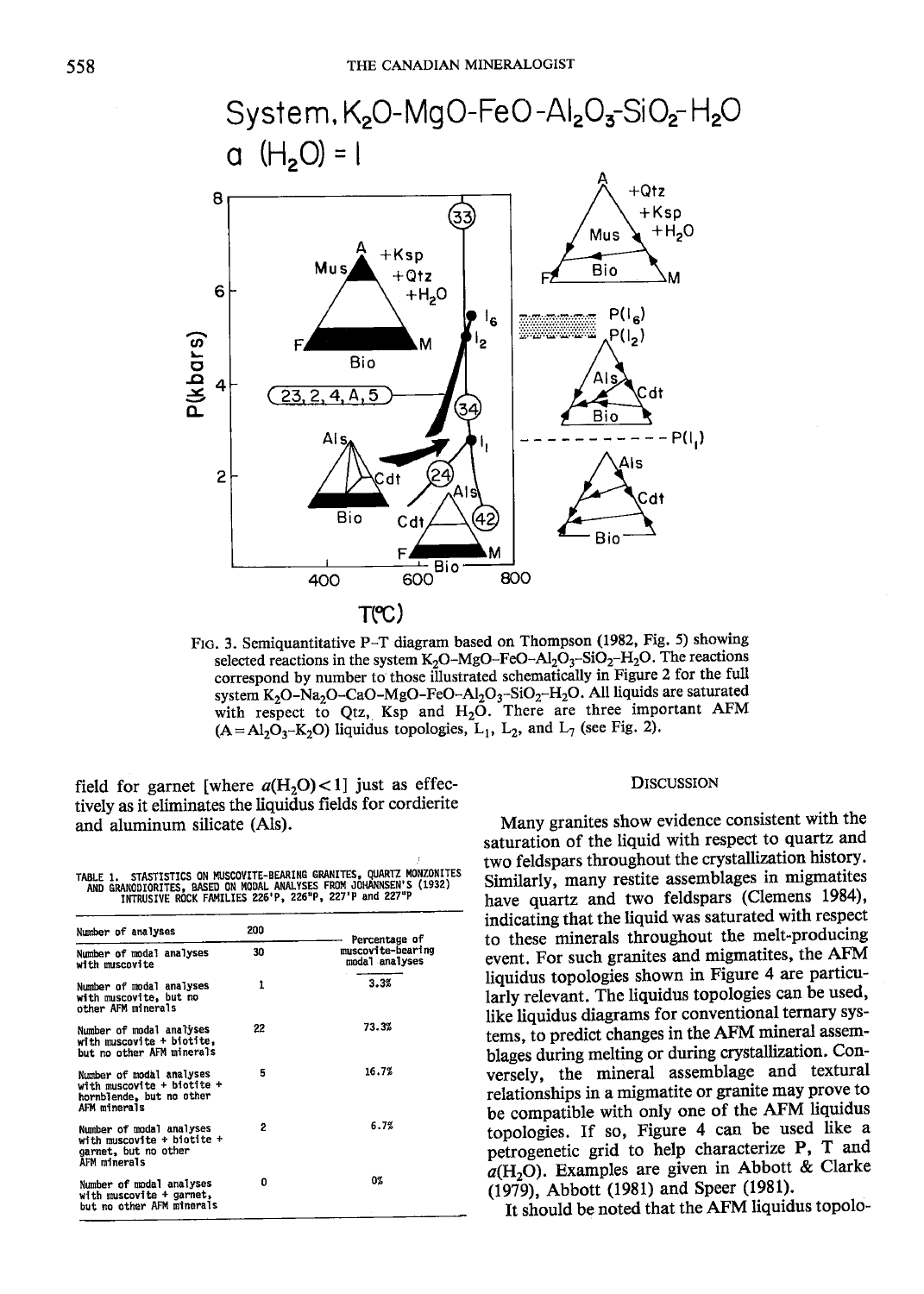System, $K_2O$-MgO-FeO-$Al_2O_3$-$SiO_2$-$H_2O$

a ($H_2O$) = 1

8

6

4

2

P(kbars)

400

600

800

T(°C)

33

34

24

42

$I_6$

$I_2$

$I_1$

23, 2, 4, A, 5

A

Mus

+Ksp

+Qtz

+$H_2O$

F

M

Bio

Als

Cdt

Bio

Als

Cdt

F

M

Bio

A

+Qtz

+Ksp

+$H_2O$

Mus

F

Bio

M

P($I_6$)

P($I_2$)

Als

Cdt

Bio

P($I_1$)

Als

Cdt

Bio

FIG. 3. Semiquantitative P–T diagram based on Thompson (1982, Fig. 5) showing selected reactions in the system $K_2O$–MgO–FeO–$Al_2O_3$–$SiO_2$–$H_2O$. The reactions correspond by number to those illustrated schematically in Figure 2 for the full system $K_2O$–$Na_2O$–CaO–MgO–FeO–$Al_2O_3$–$SiO_2$–$H_2O$. All liquids are saturated with respect to Qtz, Ksp and $H_2O$. There are three important AFM (A = $Al_2O_3$–$K_2O$) liquidus topologies, $L_1$, $L_2$, and $L_7$ (see Fig. 2).

field for garnet [where $a(H_2O) < 1$] just as effectively as it eliminates the liquidus fields for cordierite and aluminum silicate (Als).

TABLE 1. STASTISTICS ON MUSCOVITE-BEARING GRANITES, QUARTZ MONZONITES AND GRANODIORITES, BASED ON MODAL ANALYSES FROM JOHANNSEN'S (1932) INTRUSIVE ROCK FAMILIES 226'P, 226"P, 227'P and 227"P

| Number of analyses | 200 | Percentage of muscovite-bearing modal analyses |
|---|---|---|
| Number of modal analyses with muscovite | 30 | |
| Number of modal analyses with muscovite, but no other AFM minerals | 1 | 3.3% |
| Number of modal analyses with muscovite + biotite, but no other AFM minerals | 22 | 73.3% |
| Number of modal analyses with muscovite + biotite + hornblende, but no other AFM minerals | 5 | 16.7% |
| Number of modal analyses with muscovite + biotite + garnet, but no other AFM minerals | 2 | 6.7% |
| Number of modal analyses with muscovite + garnet, but no other AFM minerals | 0 | 0% |

## DISCUSSION

Many granites show evidence consistent with the saturation of the liquid with respect to quartz and two feldspars throughout the crystallization history. Similarly, many restite assemblages in migmatites have quartz and two feldspars (Clemens 1984), indicating that the liquid was saturated with respect to these minerals throughout the melt-producing event. For such granites and migmatites, the AFM liquidus topologies shown in Figure 4 are particularly relevant. The liquidus topologies can be used, like liquidus diagrams for conventional ternary systems, to predict changes in the AFM mineral assemblages during melting or during crystallization. Conversely, the mineral assemblage and textural relationships in a migmatite or granite may prove to be compatible with only one of the AFM liquidus topologies. If so, Figure 4 can be used like a petrogenetic grid to help characterize P, T and $a(H_2O)$. Examples are given in Abbott & Clarke (1979), Abbott (1981) and Speer (1981).

It should be noted that the AFM liquidus topolo-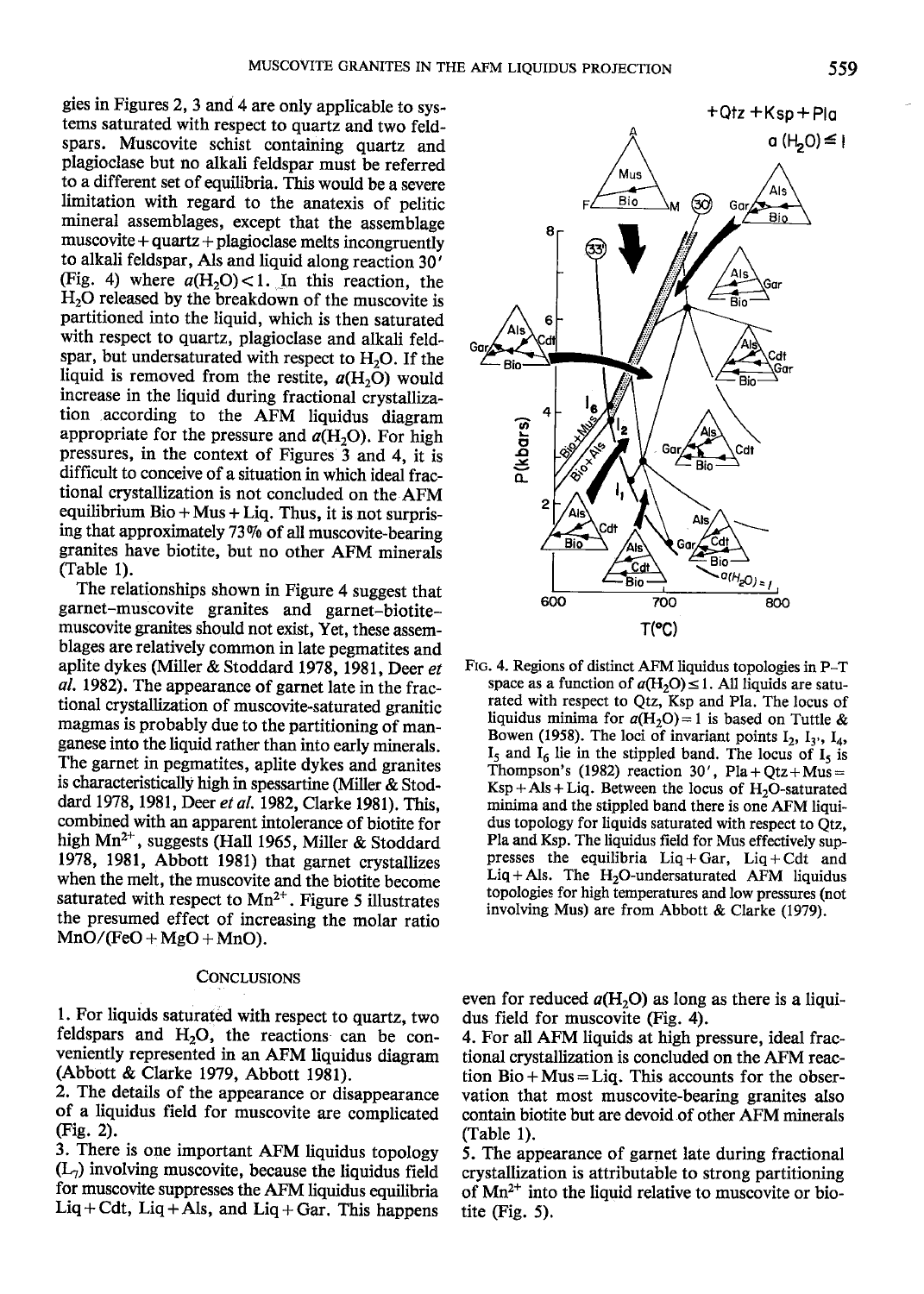gies in Figures 2, 3 and 4 are only applicable to systems saturated with respect to quartz and two feldspars. Muscovite schist containing quartz and plagioclase but no alkali feldspar must be referred to a different set of equilibria. This would be a severe limitation with regard to the anatexis of pelitic mineral assemblages, except that the assemblage muscovite + quartz + plagioclase melts incongruently to alkali feldspar, Als and liquid along reaction 30′ (Fig. 4) where $a(H_2O) < 1$. In this reaction, the $H_2O$ released by the breakdown of the muscovite is partitioned into the liquid, which is then saturated with respect to quartz, plagioclase and alkali feldspar, but undersaturated with respect to $H_2O$. If the liquid is removed from the restite, $a(H_2O)$ would increase in the liquid during fractional crystallization according to the AFM liquidus diagram appropriate for the pressure and $a(H_2O)$. For high pressures, in the context of Figures 3 and 4, it is difficult to conceive of a situation in which ideal fractional crystallization is not concluded on the AFM equilibrium Bio + Mus + Liq. Thus, it is not surprising that approximately 73% of all muscovite-bearing granites have biotite, but no other AFM minerals (Table 1).

The relationships shown in Figure 4 suggest that garnet–muscovite granites and garnet–biotite–muscovite granites should not exist, Yet, these assemblages are relatively common in late pegmatites and aplite dykes (Miller & Stoddard 1978, 1981, Deer *et al.* 1982). The appearance of garnet late in the fractional crystallization of muscovite-saturated granitic magmas is probably due to the partitioning of manganese into the liquid rather than into early minerals. The garnet in pegmatites, aplite dykes and granites is characteristically high in spessartine (Miller & Stoddard 1978, 1981, Deer *et al.* 1982, Clarke 1981). This, combined with an apparent intolerance of biotite for high $Mn^{2+}$, suggests (Hall 1965, Miller & Stoddard 1978, 1981, Abbott 1981) that garnet crystallizes when the melt, the muscovite and the biotite become saturated with respect to $Mn^{2+}$. Figure 5 illustrates the presumed effect of increasing the molar ratio $MnO/(FeO + MgO + MnO)$.

+Qtz +Ksp + Pla

$a(H_2O) \leq 1$

P(kbars)

T(°C)

600 700 800

FIG. 4. Regions of distinct AFM liquidus topologies in P–T space as a function of $a(H_2O) \leq 1$. All liquids are saturated with respect to Qtz, Ksp and Pla. The locus of liquidus minima for $a(H_2O) = 1$ is based on Tuttle & Bowen (1958). The loci of invariant points $I_2$, $I_{3'}$, $I_4$, $I_5$ and $I_6$ lie in the stippled band. The locus of $I_5$ is Thompson's (1982) reaction 30′, Pla + Qtz + Mus = Ksp + Als + Liq. Between the locus of $H_2O$-saturated minima and the stippled band there is one AFM liquidus topology for liquids saturated with respect to Qtz, Pla and Ksp. The liquidus field for Mus effectively suppresses the equilibria Liq + Gar, Liq + Cdt and Liq + Als. The $H_2O$-undersaturated AFM liquidus topologies for high temperatures and low pressures (not involving Mus) are from Abbott & Clarke (1979).

## CONCLUSIONS

1. For liquids saturated with respect to quartz, two feldspars and $H_2O$, the reactions can be conveniently represented in an AFM liquidus diagram (Abbott & Clarke 1979, Abbott 1981).
2. The details of the appearance or disappearance of a liquidus field for muscovite are complicated (Fig. 2).
3. There is one important AFM liquidus topology ($L_7$) involving muscovite, because the liquidus field for muscovite suppresses the AFM liquidus equilibria Liq + Cdt, Liq + Als, and Liq + Gar. This happens even for reduced $a(H_2O)$ as long as there is a liquidus field for muscovite (Fig. 4).
4. For all AFM liquids at high pressure, ideal fractional crystallization is concluded on the AFM reaction Bio + Mus = Liq. This accounts for the observation that most muscovite-bearing granites also contain biotite but are devoid of other AFM minerals (Table 1).
5. The appearance of garnet late during fractional crystallization is attributable to strong partitioning of $Mn^{2+}$ into the liquid relative to muscovite or biotite (Fig. 5).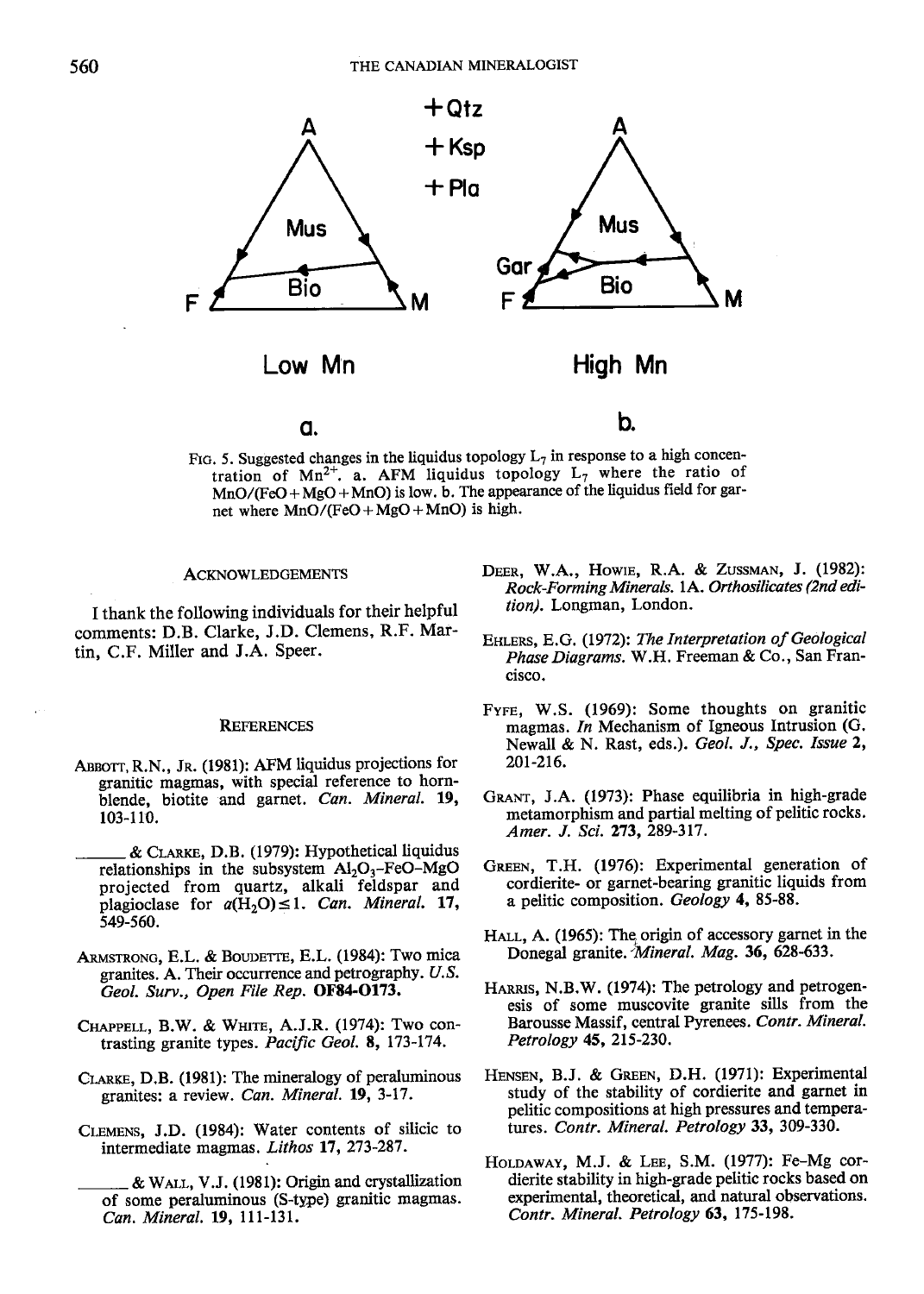+Qtz

+Ksp

+Pla

A

Mus

Bio

F

M

Low Mn

a.

A

Mus

Gar

Bio

F

M

High Mn

b.

FIG. 5. Suggested changes in the liquidus topology $L_7$ in response to a high concentration of $Mn^{2+}$. a. AFM liquidus topology $L_7$ where the ratio of $MnO/(FeO + MgO + MnO)$ is low. b. The appearance of the liquidus field for garnet where $MnO/(FeO + MgO + MnO)$ is high.

## ACKNOWLEDGEMENTS

I thank the following individuals for their helpful comments: D.B. Clarke, J.D. Clemens, R.F. Martin, C.F. Miller and J.A. Speer.

## REFERENCES

ABBOTT, R.N., JR. (1981): AFM liquidus projections for granitic magmas, with special reference to hornblende, biotite and garnet. *Can. Mineral.* **19**, 103-110.

_____ & CLARKE, D.B. (1979): Hypothetical liquidus relationships in the subsystem $Al_2O_3$–FeO–MgO projected from quartz, alkali feldspar and plagioclase for $a(H_2O) \leq 1$. *Can. Mineral.* **17**, 549-560.

ARMSTRONG, E.L. & BOUDETTE, E.L. (1984): Two mica granites. A. Their occurrence and petrography. *U.S. Geol. Surv., Open File Rep.* **OF84-0173.**

CHAPPELL, B.W. & WHITE, A.J.R. (1974): Two contrasting granite types. *Pacific Geol.* **8**, 173-174.

CLARKE, D.B. (1981): The mineralogy of peraluminous granites: a review. *Can. Mineral.* **19**, 3-17.

CLEMENS, J.D. (1984): Water contents of silicic to intermediate magmas. *Lithos* **17**, 273-287.

_____ & WALL, V.J. (1981): Origin and crystallization of some peraluminous (S-type) granitic magmas. *Can. Mineral.* **19**, 111-131.

DEER, W.A., HOWIE, R.A. & ZUSSMAN, J. (1982): *Rock-Forming Minerals.* 1A. *Orthosilicates (2nd edition).* Longman, London.

EHLERS, E.G. (1972): *The Interpretation of Geological Phase Diagrams.* W.H. Freeman & Co., San Francisco.

FYFE, W.S. (1969): Some thoughts on granitic magmas. *In* Mechanism of Igneous Intrusion (G. Newall & N. Rast, eds.). *Geol. J., Spec. Issue* **2**, 201-216.

GRANT, J.A. (1973): Phase equilibria in high-grade metamorphism and partial melting of pelitic rocks. *Amer. J. Sci.* **273**, 289-317.

GREEN, T.H. (1976): Experimental generation of cordierite- or garnet-bearing granitic liquids from a pelitic composition. *Geology* **4**, 85-88.

HALL, A. (1965): The origin of accessory garnet in the Donegal granite. *Mineral. Mag.* **36**, 628-633.

HARRIS, N.B.W. (1974): The petrology and petrogenesis of some muscovite granite sills from the Barousse Massif, central Pyrenees. *Contr. Mineral. Petrology* **45**, 215-230.

HENSEN, B.J. & GREEN, D.H. (1971): Experimental study of the stability of cordierite and garnet in pelitic compositions at high pressures and temperatures. *Contr. Mineral. Petrology* **33**, 309-330.

HOLDAWAY, M.J. & LEE, S.M. (1977): Fe–Mg cordierite stability in high-grade pelitic rocks based on experimental, theoretical, and natural observations. *Contr. Mineral. Petrology* **63**, 175-198.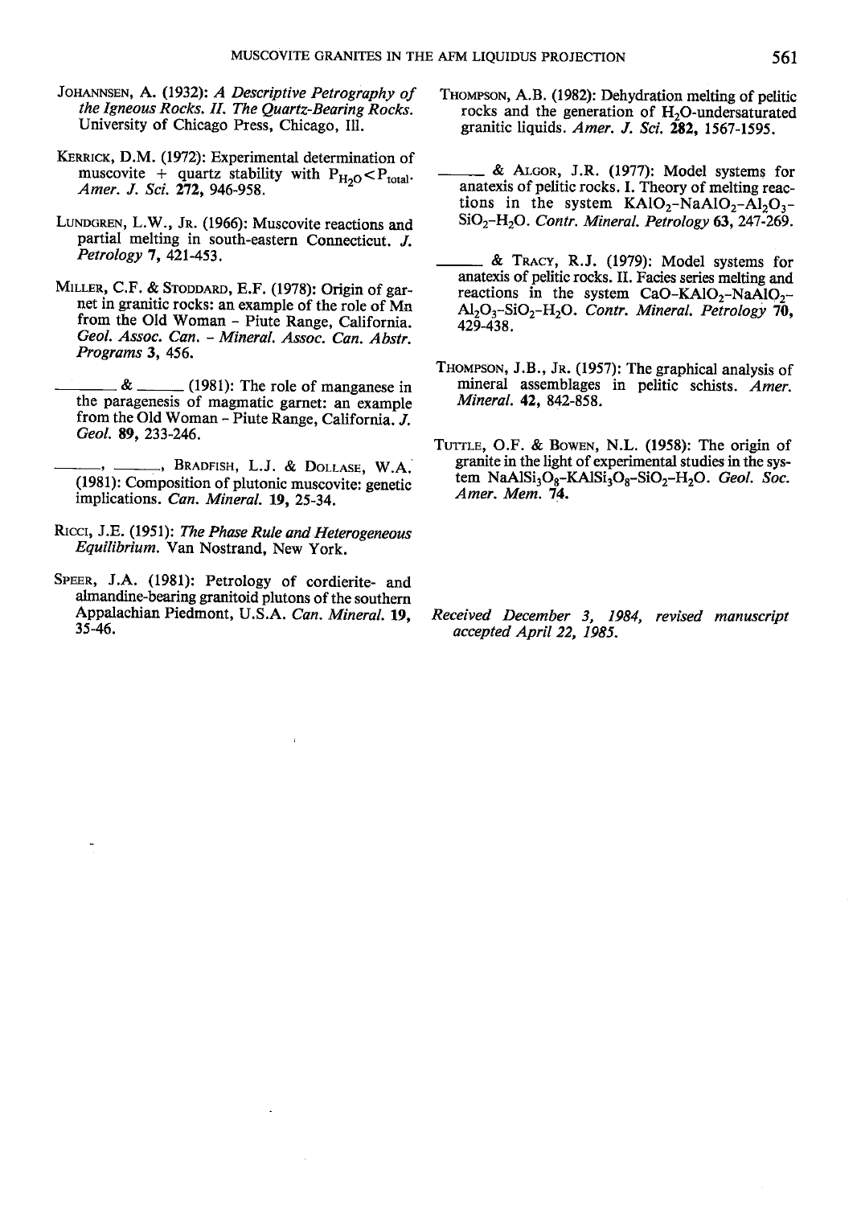JOHANNSEN, A. (1932): *A Descriptive Petrography of the Igneous Rocks. II. The Quartz-Bearing Rocks.* University of Chicago Press, Chicago, Ill.

KERRICK, D.M. (1972): Experimental determination of muscovite + quartz stability with $P_{H_2O} < P_{total}$. *Amer. J. Sci.* **272**, 946-958.

LUNDGREN, L.W., JR. (1966): Muscovite reactions and partial melting in south-eastern Connecticut. *J. Petrology* **7**, 421-453.

MILLER, C.F. & STODDARD, E.F. (1978): Origin of garnet in granitic rocks: an example of the role of Mn from the Old Woman - Piute Range, California. *Geol. Assoc. Can. - Mineral. Assoc. Can. Abstr. Programs* **3**, 456.

_______ & _______ (1981): The role of manganese in the paragenesis of magmatic garnet: an example from the Old Woman - Piute Range, California. *J. Geol.* **89**, 233-246.

_______, _______, BRADFISH, L.J. & DOLLASE, W.A. (1981): Composition of plutonic muscovite: genetic implications. *Can. Mineral.* **19**, 25-34.

RICCI, J.E. (1951): *The Phase Rule and Heterogeneous Equilibrium.* Van Nostrand, New York.

SPEER, J.A. (1981): Petrology of cordierite- and almandine-bearing granitoid plutons of the southern Appalachian Piedmont, U.S.A. *Can. Mineral.* **19**, 35-46.

THOMPSON, A.B. (1982): Dehydration melting of pelitic rocks and the generation of $H_2O$-undersaturated granitic liquids. *Amer. J. Sci.* **282**, 1567-1595.

_______ & ALGOR, J.R. (1977): Model systems for anatexis of pelitic rocks. I. Theory of melting reactions in the system $KAlO_2$–$NaAlO_2$–$Al_2O_3$–$SiO_2$–$H_2O$. *Contr. Mineral. Petrology* **63**, 247-269.

_______ & TRACY, R.J. (1979): Model systems for anatexis of pelitic rocks. II. Facies series melting and reactions in the system $CaO$–$KAlO_2$–$NaAlO_2$–$Al_2O_3$–$SiO_2$–$H_2O$. *Contr. Mineral. Petrology* **70**, 429-438.

THOMPSON, J.B., JR. (1957): The graphical analysis of mineral assemblages in pelitic schists. *Amer. Mineral.* **42**, 842-858.

TUTTLE, O.F. & BOWEN, N.L. (1958): The origin of granite in the light of experimental studies in the system $NaAlSi_3O_8$–$KAlSi_3O_8$–$SiO_2$–$H_2O$. *Geol. Soc. Amer. Mem.* **74**.

*Received December 3, 1984, revised manuscript accepted April 22, 1985.*